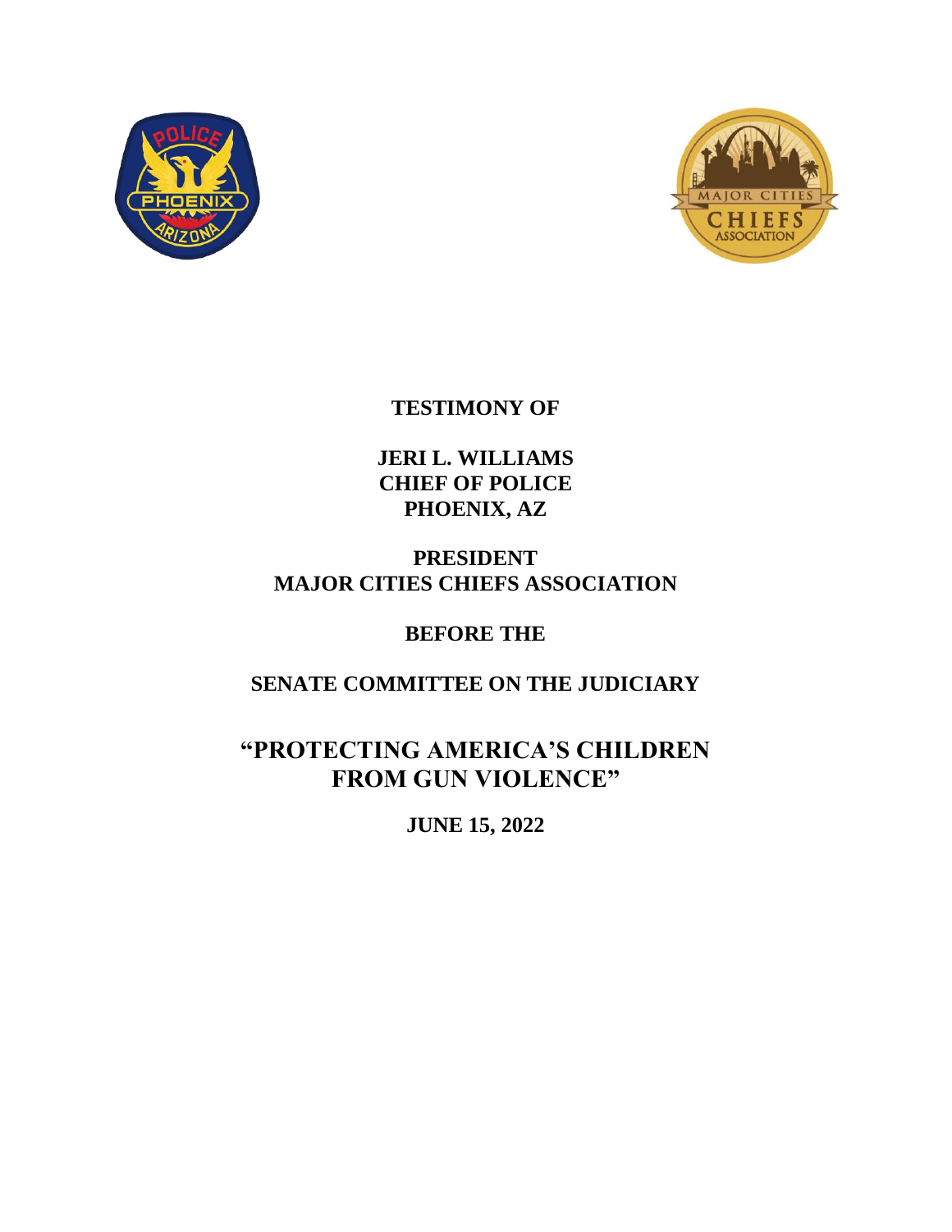**TESTIMONY OF**

**JERI L. WILLIAMS**
**CHIEF OF POLICE**
**PHOENIX, AZ**

**PRESIDENT**
**MAJOR CITIES CHIEFS ASSOCIATION**

**BEFORE THE**

**SENATE COMMITTEE ON THE JUDICIARY**

# "PROTECTING AMERICA'S CHILDREN FROM GUN VIOLENCE"

**JUNE 15, 2022**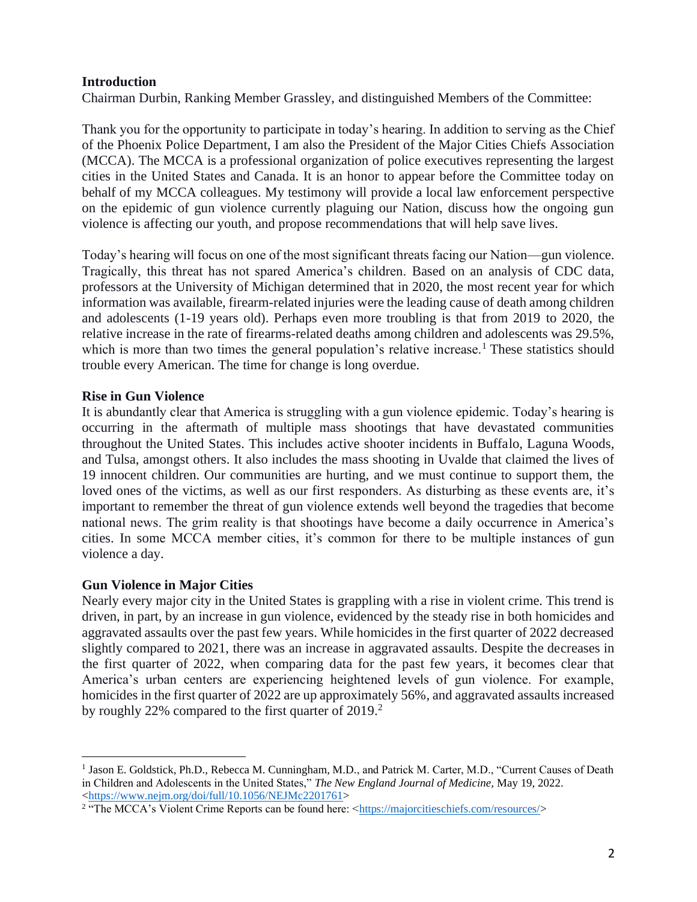## Introduction

Chairman Durbin, Ranking Member Grassley, and distinguished Members of the Committee:

Thank you for the opportunity to participate in today's hearing. In addition to serving as the Chief of the Phoenix Police Department, I am also the President of the Major Cities Chiefs Association (MCCA). The MCCA is a professional organization of police executives representing the largest cities in the United States and Canada. It is an honor to appear before the Committee today on behalf of my MCCA colleagues. My testimony will provide a local law enforcement perspective on the epidemic of gun violence currently plaguing our Nation, discuss how the ongoing gun violence is affecting our youth, and propose recommendations that will help save lives.

Today's hearing will focus on one of the most significant threats facing our Nation—gun violence. Tragically, this threat has not spared America's children. Based on an analysis of CDC data, professors at the University of Michigan determined that in 2020, the most recent year for which information was available, firearm-related injuries were the leading cause of death among children and adolescents (1-19 years old). Perhaps even more troubling is that from 2019 to 2020, the relative increase in the rate of firearms-related deaths among children and adolescents was 29.5%, which is more than two times the general population's relative increase.[1] These statistics should trouble every American. The time for change is long overdue.

## Rise in Gun Violence

It is abundantly clear that America is struggling with a gun violence epidemic. Today's hearing is occurring in the aftermath of multiple mass shootings that have devastated communities throughout the United States. This includes active shooter incidents in Buffalo, Laguna Woods, and Tulsa, amongst others. It also includes the mass shooting in Uvalde that claimed the lives of 19 innocent children. Our communities are hurting, and we must continue to support them, the loved ones of the victims, as well as our first responders. As disturbing as these events are, it's important to remember the threat of gun violence extends well beyond the tragedies that become national news. The grim reality is that shootings have become a daily occurrence in America's cities. In some MCCA member cities, it's common for there to be multiple instances of gun violence a day.

## Gun Violence in Major Cities

Nearly every major city in the United States is grappling with a rise in violent crime. This trend is driven, in part, by an increase in gun violence, evidenced by the steady rise in both homicides and aggravated assaults over the past few years. While homicides in the first quarter of 2022 decreased slightly compared to 2021, there was an increase in aggravated assaults. Despite the decreases in the first quarter of 2022, when comparing data for the past few years, it becomes clear that America's urban centers are experiencing heightened levels of gun violence. For example, homicides in the first quarter of 2022 are up approximately 56%, and aggravated assaults increased by roughly 22% compared to the first quarter of 2019.[2]

---

[1] Jason E. Goldstick, Ph.D., Rebecca M. Cunningham, M.D., and Patrick M. Carter, M.D., "Current Causes of Death in Children and Adolescents in the United States," *The New England Journal of Medicine*, May 19, 2022. <https://www.nejm.org/doi/full/10.1056/NEJMc2201761>

[2] "The MCCA's Violent Crime Reports can be found here: <https://majorcitieschiefs.com/resources/>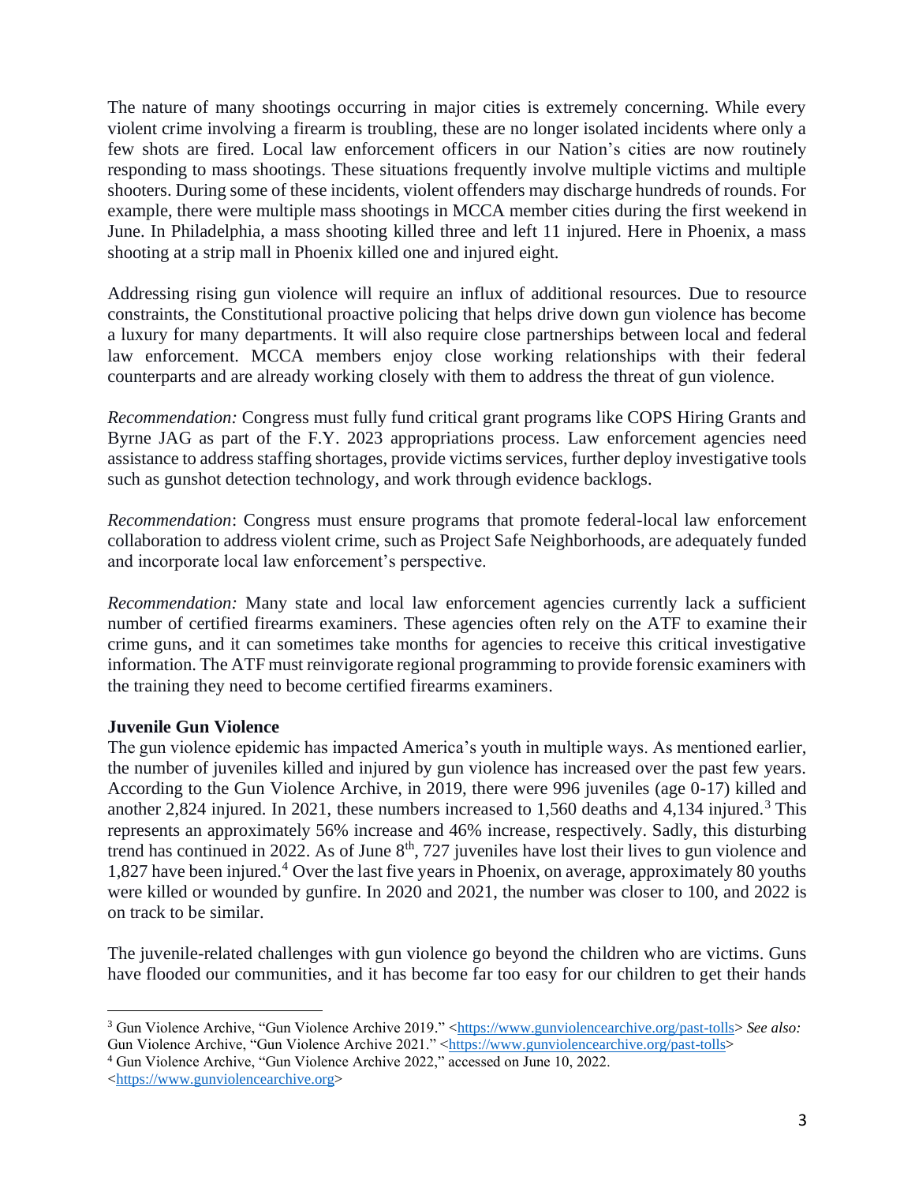The nature of many shootings occurring in major cities is extremely concerning. While every violent crime involving a firearm is troubling, these are no longer isolated incidents where only a few shots are fired. Local law enforcement officers in our Nation's cities are now routinely responding to mass shootings. These situations frequently involve multiple victims and multiple shooters. During some of these incidents, violent offenders may discharge hundreds of rounds. For example, there were multiple mass shootings in MCCA member cities during the first weekend in June. In Philadelphia, a mass shooting killed three and left 11 injured. Here in Phoenix, a mass shooting at a strip mall in Phoenix killed one and injured eight.

Addressing rising gun violence will require an influx of additional resources. Due to resource constraints, the Constitutional proactive policing that helps drive down gun violence has become a luxury for many departments. It will also require close partnerships between local and federal law enforcement. MCCA members enjoy close working relationships with their federal counterparts and are already working closely with them to address the threat of gun violence.

*Recommendation:* Congress must fully fund critical grant programs like COPS Hiring Grants and Byrne JAG as part of the F.Y. 2023 appropriations process. Law enforcement agencies need assistance to address staffing shortages, provide victims services, further deploy investigative tools such as gunshot detection technology, and work through evidence backlogs.

*Recommendation*: Congress must ensure programs that promote federal-local law enforcement collaboration to address violent crime, such as Project Safe Neighborhoods, are adequately funded and incorporate local law enforcement's perspective.

*Recommendation:* Many state and local law enforcement agencies currently lack a sufficient number of certified firearms examiners. These agencies often rely on the ATF to examine their crime guns, and it can sometimes take months for agencies to receive this critical investigative information. The ATF must reinvigorate regional programming to provide forensic examiners with the training they need to become certified firearms examiners.

**Juvenile Gun Violence**

The gun violence epidemic has impacted America's youth in multiple ways. As mentioned earlier, the number of juveniles killed and injured by gun violence has increased over the past few years. According to the Gun Violence Archive, in 2019, there were 996 juveniles (age 0-17) killed and another 2,824 injured. In 2021, these numbers increased to 1,560 deaths and 4,134 injured.[3] This represents an approximately 56% increase and 46% increase, respectively. Sadly, this disturbing trend has continued in 2022. As of June 8th, 727 juveniles have lost their lives to gun violence and 1,827 have been injured.[4] Over the last five years in Phoenix, on average, approximately 80 youths were killed or wounded by gunfire. In 2020 and 2021, the number was closer to 100, and 2022 is on track to be similar.

The juvenile-related challenges with gun violence go beyond the children who are victims. Guns have flooded our communities, and it has become far too easy for our children to get their hands

---

[3] Gun Violence Archive, "Gun Violence Archive 2019." <https://www.gunviolencearchive.org/past-tolls> *See also:* Gun Violence Archive, "Gun Violence Archive 2021." <https://www.gunviolencearchive.org/past-tolls>

[4] Gun Violence Archive, "Gun Violence Archive 2022," accessed on June 10, 2022. <https://www.gunviolencearchive.org>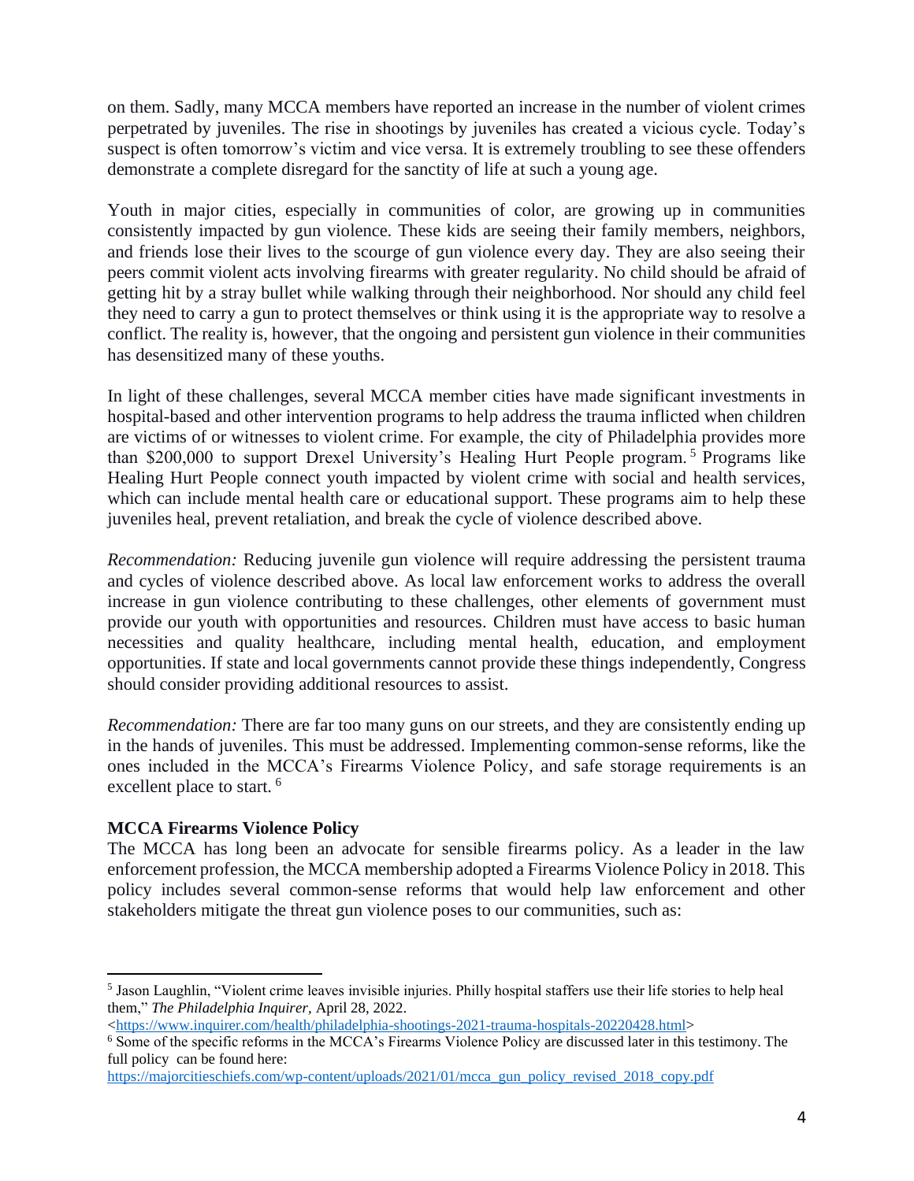on them. Sadly, many MCCA members have reported an increase in the number of violent crimes perpetrated by juveniles. The rise in shootings by juveniles has created a vicious cycle. Today's suspect is often tomorrow's victim and vice versa. It is extremely troubling to see these offenders demonstrate a complete disregard for the sanctity of life at such a young age.

Youth in major cities, especially in communities of color, are growing up in communities consistently impacted by gun violence. These kids are seeing their family members, neighbors, and friends lose their lives to the scourge of gun violence every day. They are also seeing their peers commit violent acts involving firearms with greater regularity. No child should be afraid of getting hit by a stray bullet while walking through their neighborhood. Nor should any child feel they need to carry a gun to protect themselves or think using it is the appropriate way to resolve a conflict. The reality is, however, that the ongoing and persistent gun violence in their communities has desensitized many of these youths.

In light of these challenges, several MCCA member cities have made significant investments in hospital-based and other intervention programs to help address the trauma inflicted when children are victims of or witnesses to violent crime. For example, the city of Philadelphia provides more than $200,000 to support Drexel University's Healing Hurt People program.[5] Programs like Healing Hurt People connect youth impacted by violent crime with social and health services, which can include mental health care or educational support. These programs aim to help these juveniles heal, prevent retaliation, and break the cycle of violence described above.

*Recommendation:* Reducing juvenile gun violence will require addressing the persistent trauma and cycles of violence described above. As local law enforcement works to address the overall increase in gun violence contributing to these challenges, other elements of government must provide our youth with opportunities and resources. Children must have access to basic human necessities and quality healthcare, including mental health, education, and employment opportunities. If state and local governments cannot provide these things independently, Congress should consider providing additional resources to assist.

*Recommendation:* There are far too many guns on our streets, and they are consistently ending up in the hands of juveniles. This must be addressed. Implementing common-sense reforms, like the ones included in the MCCA's Firearms Violence Policy, and safe storage requirements is an excellent place to start.[6]

**MCCA Firearms Violence Policy**

The MCCA has long been an advocate for sensible firearms policy. As a leader in the law enforcement profession, the MCCA membership adopted a Firearms Violence Policy in 2018. This policy includes several common-sense reforms that would help law enforcement and other stakeholders mitigate the threat gun violence poses to our communities, such as:

---

[5] Jason Laughlin, "Violent crime leaves invisible injuries. Philly hospital staffers use their life stories to help heal them," *The Philadelphia Inquirer,* April 28, 2022. <https://www.inquirer.com/health/philadelphia-shootings-2021-trauma-hospitals-20220428.html>

[6] Some of the specific reforms in the MCCA's Firearms Violence Policy are discussed later in this testimony. The full policy can be found here: https://majorcitieschiefs.com/wp-content/uploads/2021/01/mcca_gun_policy_revised_2018_copy.pdf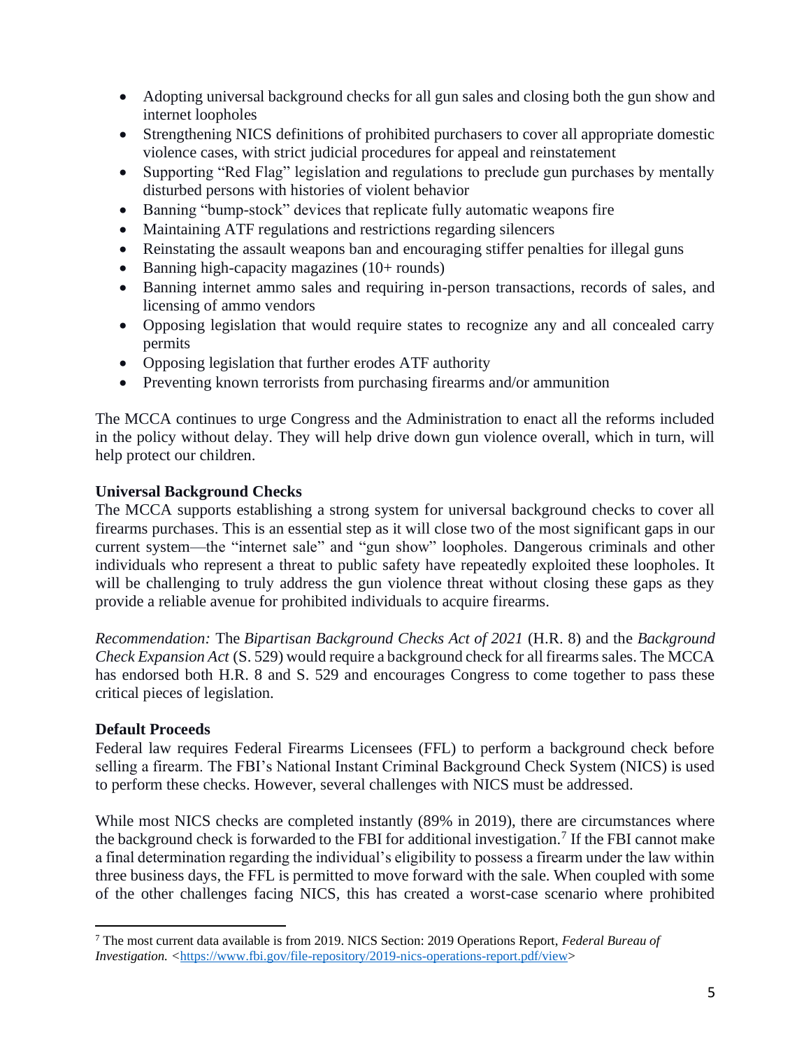- Adopting universal background checks for all gun sales and closing both the gun show and internet loopholes
- Strengthening NICS definitions of prohibited purchasers to cover all appropriate domestic violence cases, with strict judicial procedures for appeal and reinstatement
- Supporting "Red Flag" legislation and regulations to preclude gun purchases by mentally disturbed persons with histories of violent behavior
- Banning "bump-stock" devices that replicate fully automatic weapons fire
- Maintaining ATF regulations and restrictions regarding silencers
- Reinstating the assault weapons ban and encouraging stiffer penalties for illegal guns
- Banning high-capacity magazines (10+ rounds)
- Banning internet ammo sales and requiring in-person transactions, records of sales, and licensing of ammo vendors
- Opposing legislation that would require states to recognize any and all concealed carry permits
- Opposing legislation that further erodes ATF authority
- Preventing known terrorists from purchasing firearms and/or ammunition

The MCCA continues to urge Congress and the Administration to enact all the reforms included in the policy without delay. They will help drive down gun violence overall, which in turn, will help protect our children.

**Universal Background Checks**

The MCCA supports establishing a strong system for universal background checks to cover all firearms purchases. This is an essential step as it will close two of the most significant gaps in our current system—the "internet sale" and "gun show" loopholes. Dangerous criminals and other individuals who represent a threat to public safety have repeatedly exploited these loopholes. It will be challenging to truly address the gun violence threat without closing these gaps as they provide a reliable avenue for prohibited individuals to acquire firearms.

*Recommendation:* The *Bipartisan Background Checks Act of 2021* (H.R. 8) and the *Background Check Expansion Act* (S. 529) would require a background check for all firearms sales. The MCCA has endorsed both H.R. 8 and S. 529 and encourages Congress to come together to pass these critical pieces of legislation.

**Default Proceeds**

Federal law requires Federal Firearms Licensees (FFL) to perform a background check before selling a firearm. The FBI's National Instant Criminal Background Check System (NICS) is used to perform these checks. However, several challenges with NICS must be addressed.

While most NICS checks are completed instantly (89% in 2019), there are circumstances where the background check is forwarded to the FBI for additional investigation.[7] If the FBI cannot make a final determination regarding the individual's eligibility to possess a firearm under the law within three business days, the FFL is permitted to move forward with the sale. When coupled with some of the other challenges facing NICS, this has created a worst-case scenario where prohibited

[7] The most current data available is from 2019. NICS Section: 2019 Operations Report, *Federal Bureau of Investigation.* <https://www.fbi.gov/file-repository/2019-nics-operations-report.pdf/view>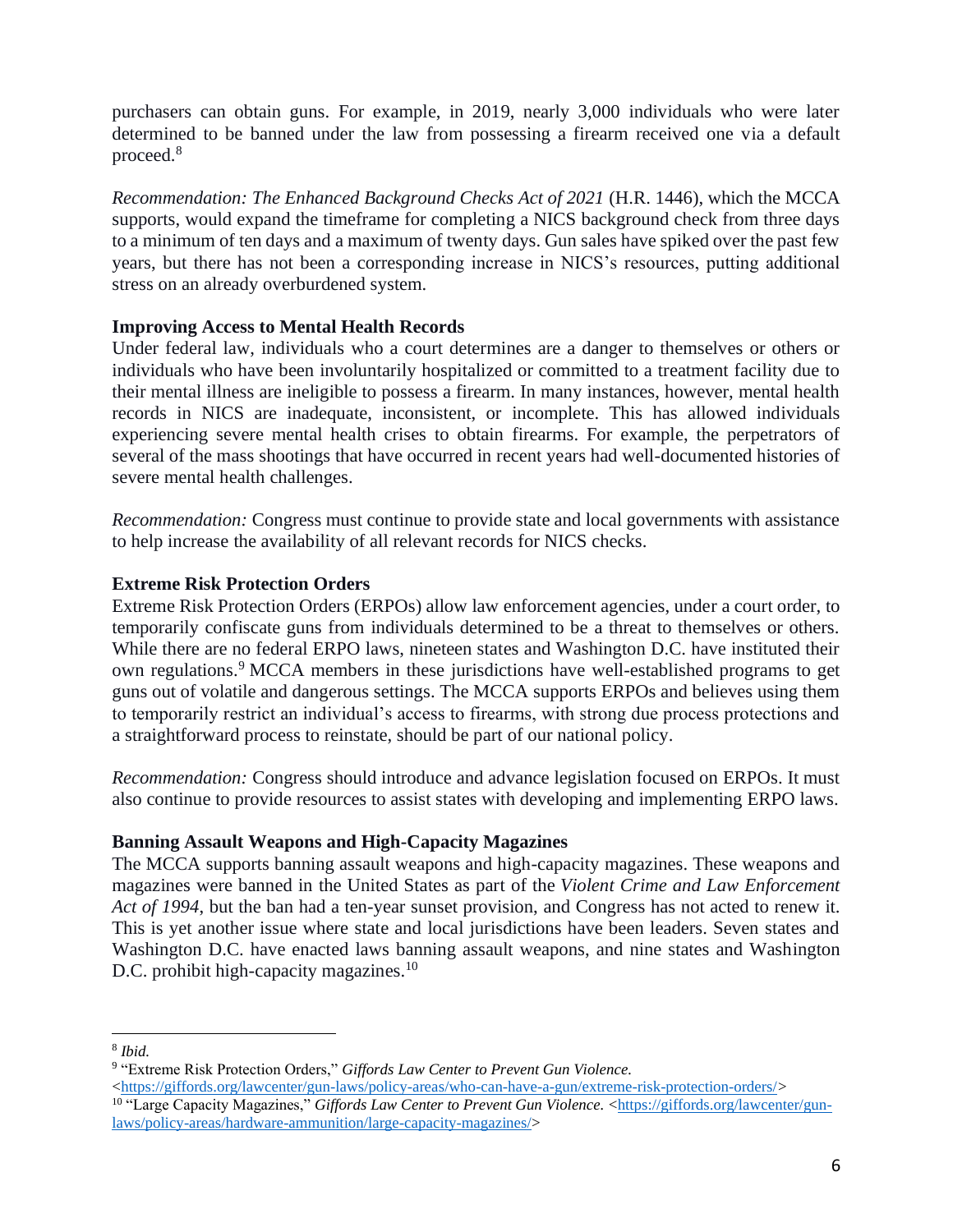purchasers can obtain guns. For example, in 2019, nearly 3,000 individuals who were later determined to be banned under the law from possessing a firearm received one via a default proceed.[8]

*Recommendation: The Enhanced Background Checks Act of 2021* (H.R. 1446), which the MCCA supports, would expand the timeframe for completing a NICS background check from three days to a minimum of ten days and a maximum of twenty days. Gun sales have spiked over the past few years, but there has not been a corresponding increase in NICS's resources, putting additional stress on an already overburdened system.

**Improving Access to Mental Health Records**

Under federal law, individuals who a court determines are a danger to themselves or others or individuals who have been involuntarily hospitalized or committed to a treatment facility due to their mental illness are ineligible to possess a firearm. In many instances, however, mental health records in NICS are inadequate, inconsistent, or incomplete. This has allowed individuals experiencing severe mental health crises to obtain firearms. For example, the perpetrators of several of the mass shootings that have occurred in recent years had well-documented histories of severe mental health challenges.

*Recommendation:* Congress must continue to provide state and local governments with assistance to help increase the availability of all relevant records for NICS checks.

**Extreme Risk Protection Orders**

Extreme Risk Protection Orders (ERPOs) allow law enforcement agencies, under a court order, to temporarily confiscate guns from individuals determined to be a threat to themselves or others. While there are no federal ERPO laws, nineteen states and Washington D.C. have instituted their own regulations.[9] MCCA members in these jurisdictions have well-established programs to get guns out of volatile and dangerous settings. The MCCA supports ERPOs and believes using them to temporarily restrict an individual's access to firearms, with strong due process protections and a straightforward process to reinstate, should be part of our national policy.

*Recommendation:* Congress should introduce and advance legislation focused on ERPOs. It must also continue to provide resources to assist states with developing and implementing ERPO laws.

**Banning Assault Weapons and High-Capacity Magazines**

The MCCA supports banning assault weapons and high-capacity magazines. These weapons and magazines were banned in the United States as part of the *Violent Crime and Law Enforcement Act of 1994*, but the ban had a ten-year sunset provision, and Congress has not acted to renew it. This is yet another issue where state and local jurisdictions have been leaders. Seven states and Washington D.C. have enacted laws banning assault weapons, and nine states and Washington D.C. prohibit high-capacity magazines.[10]

---

[8] *Ibid.*

[9] "Extreme Risk Protection Orders," *Giffords Law Center to Prevent Gun Violence.* <https://giffords.org/lawcenter/gun-laws/policy-areas/who-can-have-a-gun/extreme-risk-protection-orders/>

[10] "Large Capacity Magazines," *Giffords Law Center to Prevent Gun Violence.* <https://giffords.org/lawcenter/gun-laws/policy-areas/hardware-ammunition/large-capacity-magazines/>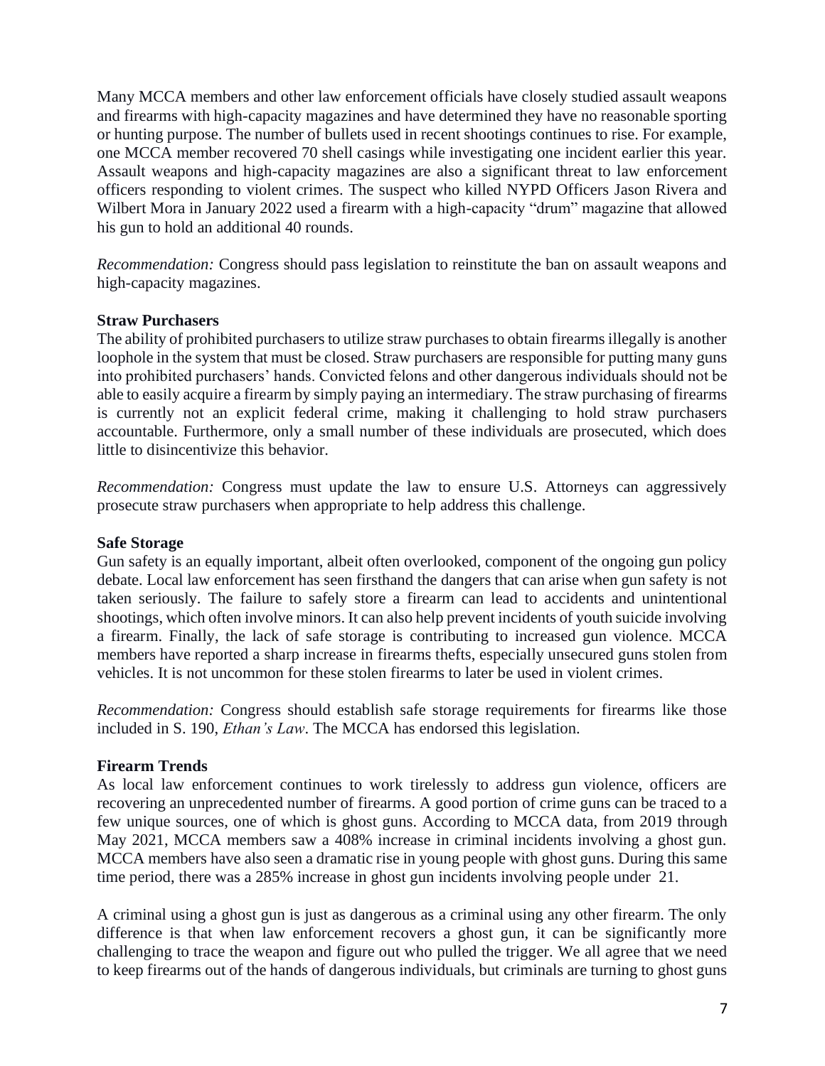Many MCCA members and other law enforcement officials have closely studied assault weapons and firearms with high-capacity magazines and have determined they have no reasonable sporting or hunting purpose. The number of bullets used in recent shootings continues to rise. For example, one MCCA member recovered 70 shell casings while investigating one incident earlier this year. Assault weapons and high-capacity magazines are also a significant threat to law enforcement officers responding to violent crimes. The suspect who killed NYPD Officers Jason Rivera and Wilbert Mora in January 2022 used a firearm with a high-capacity "drum" magazine that allowed his gun to hold an additional 40 rounds.

*Recommendation:* Congress should pass legislation to reinstitute the ban on assault weapons and high-capacity magazines.

**Straw Purchasers**

The ability of prohibited purchasers to utilize straw purchases to obtain firearms illegally is another loophole in the system that must be closed. Straw purchasers are responsible for putting many guns into prohibited purchasers' hands. Convicted felons and other dangerous individuals should not be able to easily acquire a firearm by simply paying an intermediary. The straw purchasing of firearms is currently not an explicit federal crime, making it challenging to hold straw purchasers accountable. Furthermore, only a small number of these individuals are prosecuted, which does little to disincentivize this behavior.

*Recommendation:* Congress must update the law to ensure U.S. Attorneys can aggressively prosecute straw purchasers when appropriate to help address this challenge.

**Safe Storage**

Gun safety is an equally important, albeit often overlooked, component of the ongoing gun policy debate. Local law enforcement has seen firsthand the dangers that can arise when gun safety is not taken seriously. The failure to safely store a firearm can lead to accidents and unintentional shootings, which often involve minors. It can also help prevent incidents of youth suicide involving a firearm. Finally, the lack of safe storage is contributing to increased gun violence. MCCA members have reported a sharp increase in firearms thefts, especially unsecured guns stolen from vehicles. It is not uncommon for these stolen firearms to later be used in violent crimes.

*Recommendation:* Congress should establish safe storage requirements for firearms like those included in S. 190, *Ethan's Law*. The MCCA has endorsed this legislation.

**Firearm Trends**

As local law enforcement continues to work tirelessly to address gun violence, officers are recovering an unprecedented number of firearms. A good portion of crime guns can be traced to a few unique sources, one of which is ghost guns. According to MCCA data, from 2019 through May 2021, MCCA members saw a 408% increase in criminal incidents involving a ghost gun. MCCA members have also seen a dramatic rise in young people with ghost guns. During this same time period, there was a 285% increase in ghost gun incidents involving people under 21.

A criminal using a ghost gun is just as dangerous as a criminal using any other firearm. The only difference is that when law enforcement recovers a ghost gun, it can be significantly more challenging to trace the weapon and figure out who pulled the trigger. We all agree that we need to keep firearms out of the hands of dangerous individuals, but criminals are turning to ghost guns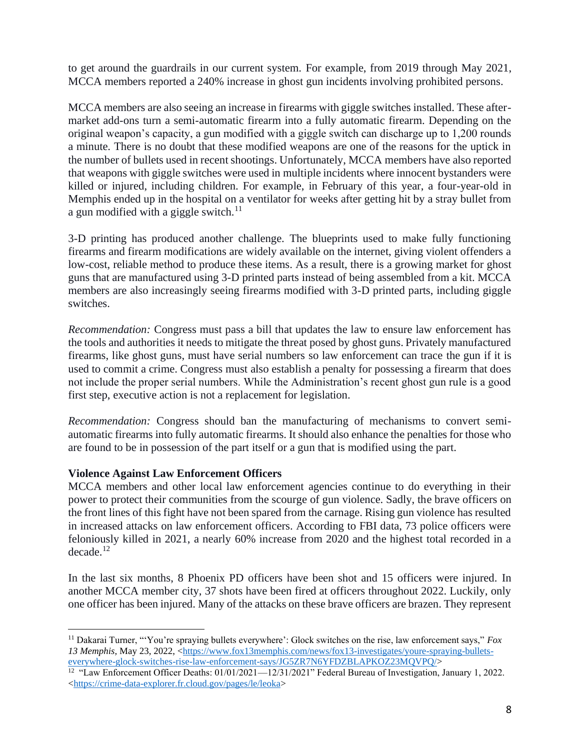to get around the guardrails in our current system. For example, from 2019 through May 2021, MCCA members reported a 240% increase in ghost gun incidents involving prohibited persons.

MCCA members are also seeing an increase in firearms with giggle switches installed. These after-market add-ons turn a semi-automatic firearm into a fully automatic firearm. Depending on the original weapon's capacity, a gun modified with a giggle switch can discharge up to 1,200 rounds a minute. There is no doubt that these modified weapons are one of the reasons for the uptick in the number of bullets used in recent shootings. Unfortunately, MCCA members have also reported that weapons with giggle switches were used in multiple incidents where innocent bystanders were killed or injured, including children. For example, in February of this year, a four-year-old in Memphis ended up in the hospital on a ventilator for weeks after getting hit by a stray bullet from a gun modified with a giggle switch.[11]

3-D printing has produced another challenge. The blueprints used to make fully functioning firearms and firearm modifications are widely available on the internet, giving violent offenders a low-cost, reliable method to produce these items. As a result, there is a growing market for ghost guns that are manufactured using 3-D printed parts instead of being assembled from a kit. MCCA members are also increasingly seeing firearms modified with 3-D printed parts, including giggle switches.

*Recommendation:* Congress must pass a bill that updates the law to ensure law enforcement has the tools and authorities it needs to mitigate the threat posed by ghost guns. Privately manufactured firearms, like ghost guns, must have serial numbers so law enforcement can trace the gun if it is used to commit a crime. Congress must also establish a penalty for possessing a firearm that does not include the proper serial numbers. While the Administration's recent ghost gun rule is a good first step, executive action is not a replacement for legislation.

*Recommendation:* Congress should ban the manufacturing of mechanisms to convert semi-automatic firearms into fully automatic firearms. It should also enhance the penalties for those who are found to be in possession of the part itself or a gun that is modified using the part.

**Violence Against Law Enforcement Officers**

MCCA members and other local law enforcement agencies continue to do everything in their power to protect their communities from the scourge of gun violence. Sadly, the brave officers on the front lines of this fight have not been spared from the carnage. Rising gun violence has resulted in increased attacks on law enforcement officers. According to FBI data, 73 police officers were feloniously killed in 2021, a nearly 60% increase from 2020 and the highest total recorded in a decade.[12]

In the last six months, 8 Phoenix PD officers have been shot and 15 officers were injured. In another MCCA member city, 37 shots have been fired at officers throughout 2022. Luckily, only one officer has been injured. Many of the attacks on these brave officers are brazen. They represent

---

[11] Dakarai Turner, "'You're spraying bullets everywhere': Glock switches on the rise, law enforcement says," *Fox 13 Memphis,* May 23, 2022, <https://www.fox13memphis.com/news/fox13-investigates/youre-spraying-bullets-everywhere-glock-switches-rise-law-enforcement-says/JG5ZR7N6YFDZBLAPKOZ23MQVPQ/>

[12] "Law Enforcement Officer Deaths: 01/01/2021—12/31/2021" Federal Bureau of Investigation, January 1, 2022. <https://crime-data-explorer.fr.cloud.gov/pages/le/leoka>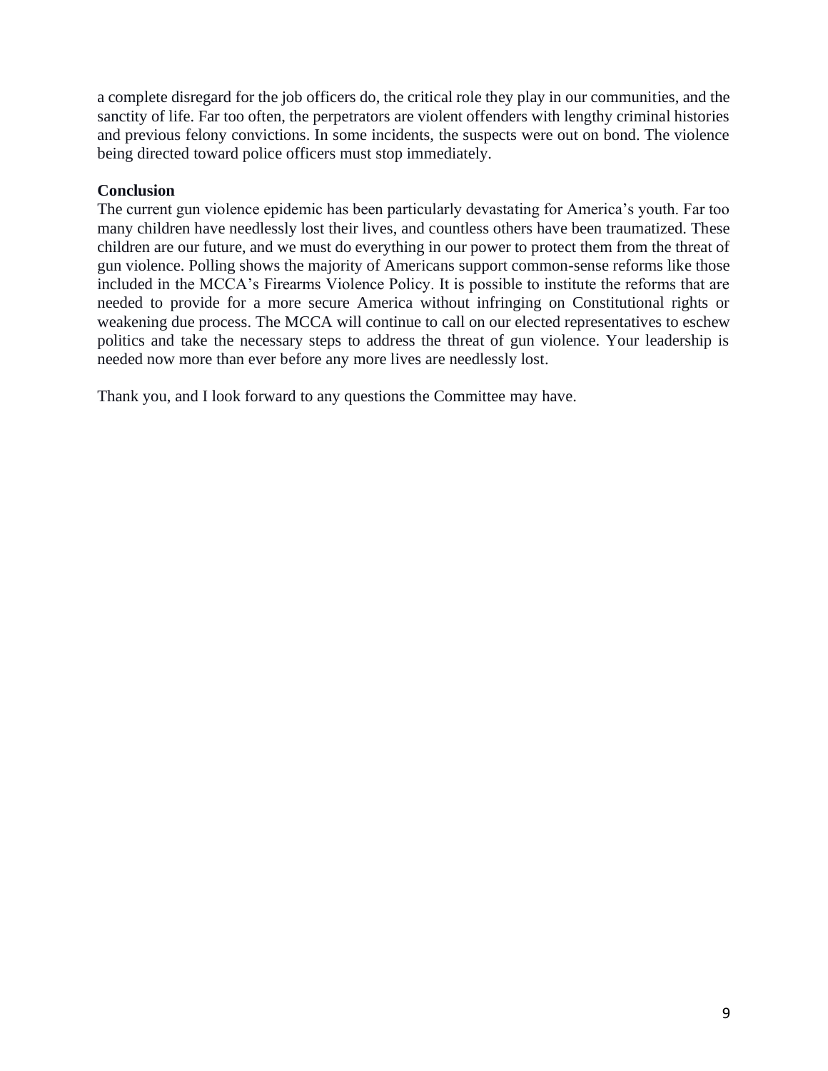a complete disregard for the job officers do, the critical role they play in our communities, and the sanctity of life. Far too often, the perpetrators are violent offenders with lengthy criminal histories and previous felony convictions. In some incidents, the suspects were out on bond. The violence being directed toward police officers must stop immediately.

**Conclusion**

The current gun violence epidemic has been particularly devastating for America's youth. Far too many children have needlessly lost their lives, and countless others have been traumatized. These children are our future, and we must do everything in our power to protect them from the threat of gun violence. Polling shows the majority of Americans support common-sense reforms like those included in the MCCA's Firearms Violence Policy. It is possible to institute the reforms that are needed to provide for a more secure America without infringing on Constitutional rights or weakening due process. The MCCA will continue to call on our elected representatives to eschew politics and take the necessary steps to address the threat of gun violence. Your leadership is needed now more than ever before any more lives are needlessly lost.

Thank you, and I look forward to any questions the Committee may have.